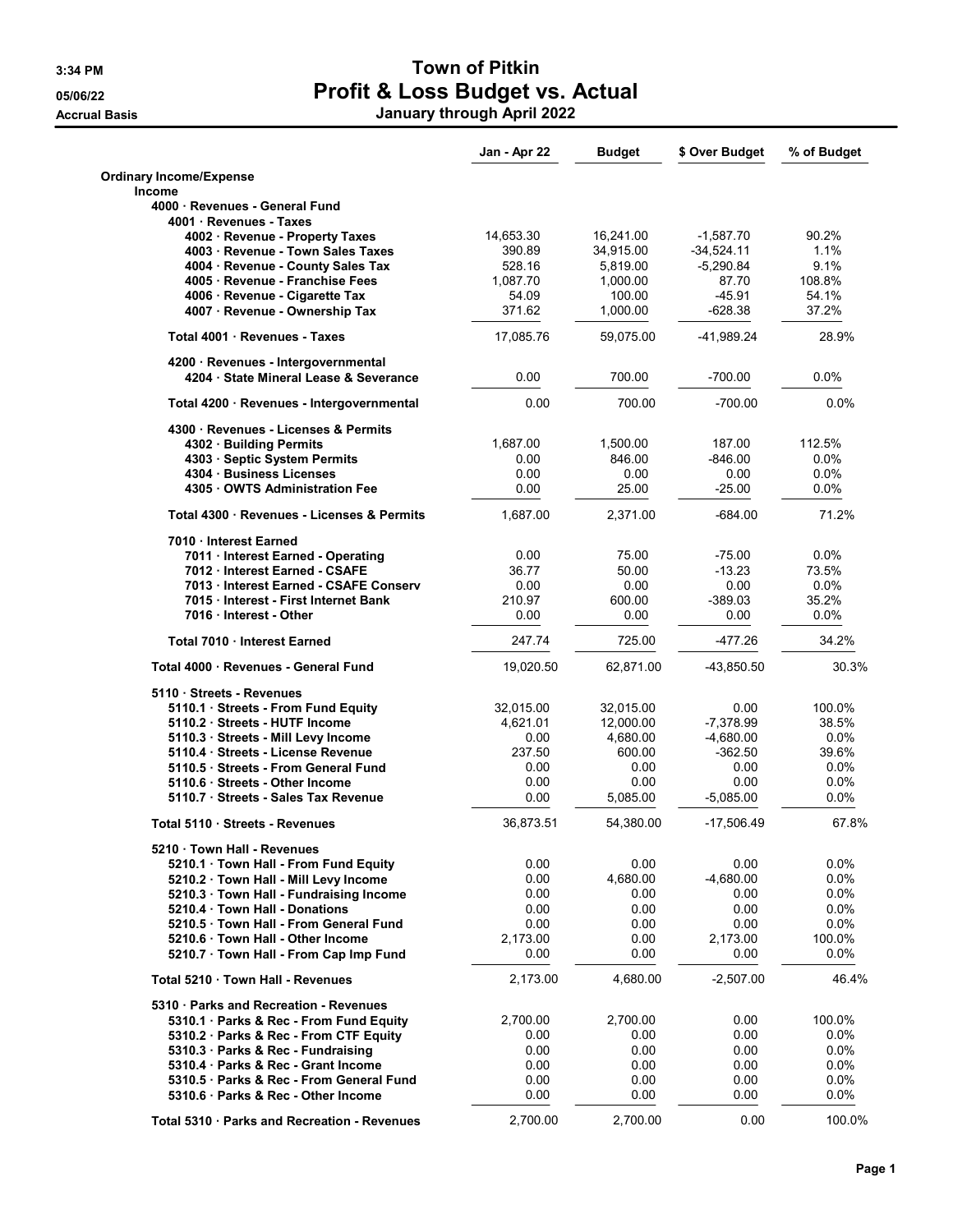# Town of Pitkin

## Profit & Loss Budget vs. Actual

### January through April 2022

3:34 PM
05/06/22
Accrual Basis

| | Jan - Apr 22 | Budget | $ Over Budget | % of Budget |
|---|---|---|---|---|
| **Ordinary Income/Expense** | | | | |
| **Income** | | | | |
| **4000 · Revenues - General Fund** | | | | |
| **4001 · Revenues - Taxes** | | | | |
| **4002 · Revenue - Property Taxes** | 14,653.30 | 16,241.00 | -1,587.70 | 90.2% |
| **4003 · Revenue - Town Sales Taxes** | 390.89 | 34,915.00 | -34,524.11 | 1.1% |
| **4004 · Revenue - County Sales Tax** | 528.16 | 5,819.00 | -5,290.84 | 9.1% |
| **4005 · Revenue - Franchise Fees** | 1,087.70 | 1,000.00 | 87.70 | 108.8% |
| **4006 · Revenue - Cigarette Tax** | 54.09 | 100.00 | -45.91 | 54.1% |
| **4007 · Revenue - Ownership Tax** | 371.62 | 1,000.00 | -628.38 | 37.2% |
| **Total 4001 · Revenues - Taxes** | 17,085.76 | 59,075.00 | -41,989.24 | 28.9% |
| **4200 · Revenues - Intergovernmental** | | | | |
| **4204 · State Mineral Lease & Severance** | 0.00 | 700.00 | -700.00 | 0.0% |
| **Total 4200 · Revenues - Intergovernmental** | 0.00 | 700.00 | -700.00 | 0.0% |
| **4300 · Revenues - Licenses & Permits** | | | | |
| **4302 · Building Permits** | 1,687.00 | 1,500.00 | 187.00 | 112.5% |
| **4303 · Septic System Permits** | 0.00 | 846.00 | -846.00 | 0.0% |
| **4304 · Business Licenses** | 0.00 | 0.00 | 0.00 | 0.0% |
| **4305 · OWTS Administration Fee** | 0.00 | 25.00 | -25.00 | 0.0% |
| **Total 4300 · Revenues - Licenses & Permits** | 1,687.00 | 2,371.00 | -684.00 | 71.2% |
| **7010 · Interest Earned** | | | | |
| **7011 · Interest Earned - Operating** | 0.00 | 75.00 | -75.00 | 0.0% |
| **7012 · Interest Earned - CSAFE** | 36.77 | 50.00 | -13.23 | 73.5% |
| **7013 · Interest Earned - CSAFE Conserv** | 0.00 | 0.00 | 0.00 | 0.0% |
| **7015 · Interest - First Internet Bank** | 210.97 | 600.00 | -389.03 | 35.2% |
| **7016 · Interest - Other** | 0.00 | 0.00 | 0.00 | 0.0% |
| **Total 7010 · Interest Earned** | 247.74 | 725.00 | -477.26 | 34.2% |
| **Total 4000 · Revenues - General Fund** | 19,020.50 | 62,871.00 | -43,850.50 | 30.3% |
| **5110 · Streets - Revenues** | | | | |
| **5110.1 · Streets - From Fund Equity** | 32,015.00 | 32,015.00 | 0.00 | 100.0% |
| **5110.2 · Streets - HUTF Income** | 4,621.01 | 12,000.00 | -7,378.99 | 38.5% |
| **5110.3 · Streets - Mill Levy Income** | 0.00 | 4,680.00 | -4,680.00 | 0.0% |
| **5110.4 · Streets - License Revenue** | 237.50 | 600.00 | -362.50 | 39.6% |
| **5110.5 · Streets - From General Fund** | 0.00 | 0.00 | 0.00 | 0.0% |
| **5110.6 · Streets - Other Income** | 0.00 | 0.00 | 0.00 | 0.0% |
| **5110.7 · Streets - Sales Tax Revenue** | 0.00 | 5,085.00 | -5,085.00 | 0.0% |
| **Total 5110 · Streets - Revenues** | 36,873.51 | 54,380.00 | -17,506.49 | 67.8% |
| **5210 · Town Hall - Revenues** | | | | |
| **5210.1 · Town Hall - From Fund Equity** | 0.00 | 0.00 | 0.00 | 0.0% |
| **5210.2 · Town Hall - Mill Levy Income** | 0.00 | 4,680.00 | -4,680.00 | 0.0% |
| **5210.3 · Town Hall - Fundraising Income** | 0.00 | 0.00 | 0.00 | 0.0% |
| **5210.4 · Town Hall - Donations** | 0.00 | 0.00 | 0.00 | 0.0% |
| **5210.5 · Town Hall - From General Fund** | 0.00 | 0.00 | 0.00 | 0.0% |
| **5210.6 · Town Hall - Other Income** | 2,173.00 | 0.00 | 2,173.00 | 100.0% |
| **5210.7 · Town Hall - From Cap Imp Fund** | 0.00 | 0.00 | 0.00 | 0.0% |
| **Total 5210 · Town Hall - Revenues** | 2,173.00 | 4,680.00 | -2,507.00 | 46.4% |
| **5310 · Parks and Recreation - Revenues** | | | | |
| **5310.1 · Parks & Rec - From Fund Equity** | 2,700.00 | 2,700.00 | 0.00 | 100.0% |
| **5310.2 · Parks & Rec - From CTF Equity** | 0.00 | 0.00 | 0.00 | 0.0% |
| **5310.3 · Parks & Rec - Fundraising** | 0.00 | 0.00 | 0.00 | 0.0% |
| **5310.4 · Parks & Rec - Grant Income** | 0.00 | 0.00 | 0.00 | 0.0% |
| **5310.5 · Parks & Rec - From General Fund** | 0.00 | 0.00 | 0.00 | 0.0% |
| **5310.6 · Parks & Rec - Other Income** | 0.00 | 0.00 | 0.00 | 0.0% |
| **Total 5310 · Parks and Recreation - Revenues** | 2,700.00 | 2,700.00 | 0.00 | 100.0% |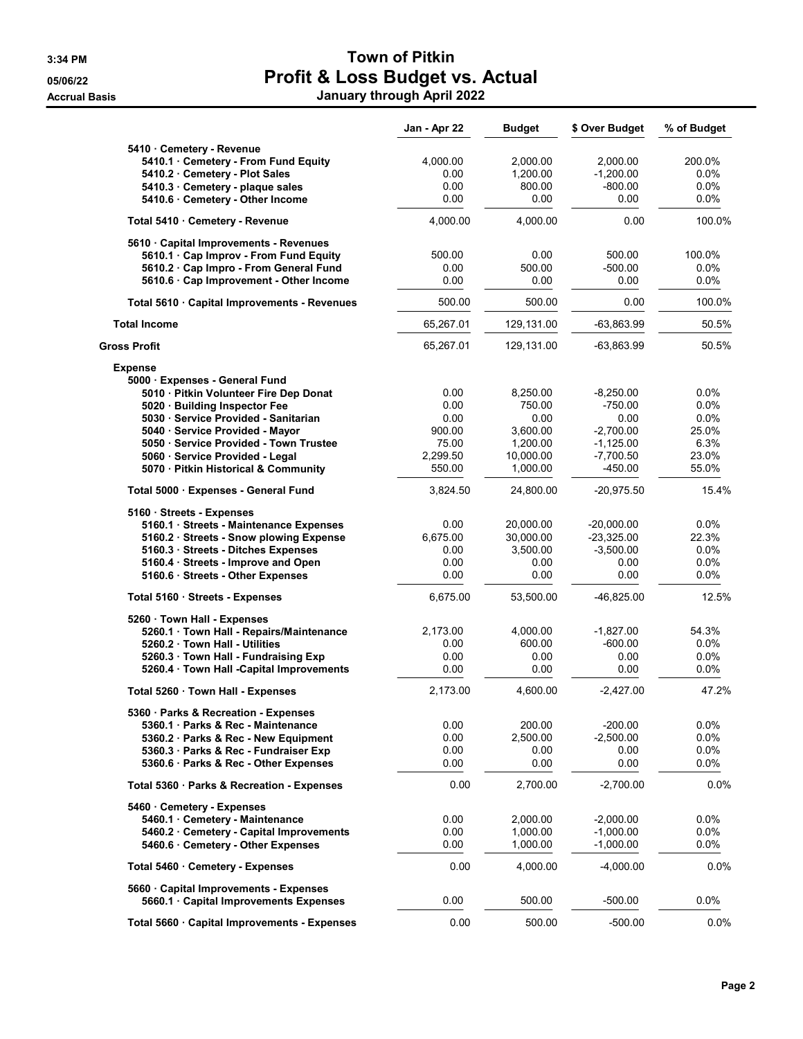# Town of Pitkin
## Profit & Loss Budget vs. Actual
### January through April 2022

3:34 PM
05/06/22
Accrual Basis

| | Jan - Apr 22 | Budget | $ Over Budget | % of Budget |
|---|---|---|---|---|
| 5410 · Cemetery - Revenue | | | | |
| 5410.1 · Cemetery - From Fund Equity | 4,000.00 | 2,000.00 | 2,000.00 | 200.0% |
| 5410.2 · Cemetery - Plot Sales | 0.00 | 1,200.00 | -1,200.00 | 0.0% |
| 5410.3 · Cemetery - plaque sales | 0.00 | 800.00 | -800.00 | 0.0% |
| 5410.6 · Cemetery - Other Income | 0.00 | 0.00 | 0.00 | 0.0% |
| Total 5410 · Cemetery - Revenue | 4,000.00 | 4,000.00 | 0.00 | 100.0% |
| 5610 · Capital Improvements - Revenues | | | | |
| 5610.1 · Cap Improv - From Fund Equity | 500.00 | 0.00 | 500.00 | 100.0% |
| 5610.2 · Cap Impro - From General Fund | 0.00 | 500.00 | -500.00 | 0.0% |
| 5610.6 · Cap Improvement - Other Income | 0.00 | 0.00 | 0.00 | 0.0% |
| Total 5610 · Capital Improvements - Revenues | 500.00 | 500.00 | 0.00 | 100.0% |
| Total Income | 65,267.01 | 129,131.00 | -63,863.99 | 50.5% |
| Gross Profit | 65,267.01 | 129,131.00 | -63,863.99 | 50.5% |
| Expense | | | | |
| 5000 · Expenses - General Fund | | | | |
| 5010 · Pitkin Volunteer Fire Dep Donat | 0.00 | 8,250.00 | -8,250.00 | 0.0% |
| 5020 · Building Inspector Fee | 0.00 | 750.00 | -750.00 | 0.0% |
| 5030 · Service Provided - Sanitarian | 0.00 | 0.00 | 0.00 | 0.0% |
| 5040 · Service Provided - Mayor | 900.00 | 3,600.00 | -2,700.00 | 25.0% |
| 5050 · Service Provided - Town Trustee | 75.00 | 1,200.00 | -1,125.00 | 6.3% |
| 5060 · Service Provided - Legal | 2,299.50 | 10,000.00 | -7,700.50 | 23.0% |
| 5070 · Pitkin Historical & Community | 550.00 | 1,000.00 | -450.00 | 55.0% |
| Total 5000 · Expenses - General Fund | 3,824.50 | 24,800.00 | -20,975.50 | 15.4% |
| 5160 · Streets - Expenses | | | | |
| 5160.1 · Streets - Maintenance Expenses | 0.00 | 20,000.00 | -20,000.00 | 0.0% |
| 5160.2 · Streets - Snow plowing Expense | 6,675.00 | 30,000.00 | -23,325.00 | 22.3% |
| 5160.3 · Streets - Ditches Expenses | 0.00 | 3,500.00 | -3,500.00 | 0.0% |
| 5160.4 · Streets - Improve and Open | 0.00 | 0.00 | 0.00 | 0.0% |
| 5160.6 · Streets - Other Expenses | 0.00 | 0.00 | 0.00 | 0.0% |
| Total 5160 · Streets - Expenses | 6,675.00 | 53,500.00 | -46,825.00 | 12.5% |
| 5260 · Town Hall - Expenses | | | | |
| 5260.1 · Town Hall - Repairs/Maintenance | 2,173.00 | 4,000.00 | -1,827.00 | 54.3% |
| 5260.2 · Town Hall - Utilities | 0.00 | 600.00 | -600.00 | 0.0% |
| 5260.3 · Town Hall - Fundraising Exp | 0.00 | 0.00 | 0.00 | 0.0% |
| 5260.4 · Town Hall -Capital Improvements | 0.00 | 0.00 | 0.00 | 0.0% |
| Total 5260 · Town Hall - Expenses | 2,173.00 | 4,600.00 | -2,427.00 | 47.2% |
| 5360 · Parks & Recreation - Expenses | | | | |
| 5360.1 · Parks & Rec - Maintenance | 0.00 | 200.00 | -200.00 | 0.0% |
| 5360.2 · Parks & Rec - New Equipment | 0.00 | 2,500.00 | -2,500.00 | 0.0% |
| 5360.3 · Parks & Rec - Fundraiser Exp | 0.00 | 0.00 | 0.00 | 0.0% |
| 5360.6 · Parks & Rec - Other Expenses | 0.00 | 0.00 | 0.00 | 0.0% |
| Total 5360 · Parks & Recreation - Expenses | 0.00 | 2,700.00 | -2,700.00 | 0.0% |
| 5460 · Cemetery - Expenses | | | | |
| 5460.1 · Cemetery - Maintenance | 0.00 | 2,000.00 | -2,000.00 | 0.0% |
| 5460.2 · Cemetery - Capital Improvements | 0.00 | 1,000.00 | -1,000.00 | 0.0% |
| 5460.6 · Cemetery - Other Expenses | 0.00 | 1,000.00 | -1,000.00 | 0.0% |
| Total 5460 · Cemetery - Expenses | 0.00 | 4,000.00 | -4,000.00 | 0.0% |
| 5660 · Capital Improvements - Expenses | | | | |
| 5660.1 · Capital Improvements Expenses | 0.00 | 500.00 | -500.00 | 0.0% |
| Total 5660 · Capital Improvements - Expenses | 0.00 | 500.00 | -500.00 | 0.0% |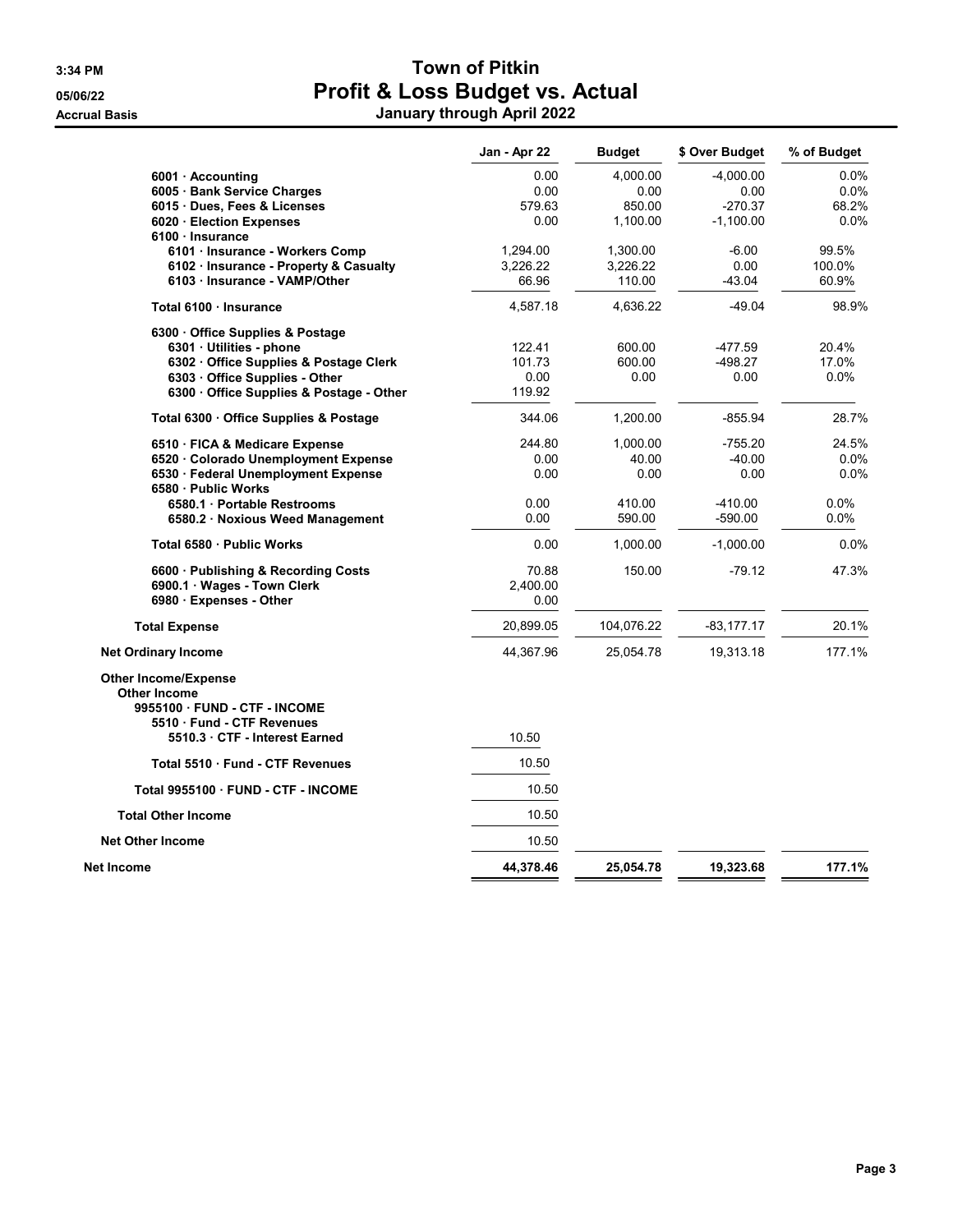# Town of Pitkin

## Profit & Loss Budget vs. Actual

### January through April 2022

Accrual Basis

| | Jan - Apr 22 | Budget | $ Over Budget | % of Budget |
|---|---|---|---|---|
| 6001 · Accounting | 0.00 | 4,000.00 | -4,000.00 | 0.0% |
| 6005 · Bank Service Charges | 0.00 | 0.00 | 0.00 | 0.0% |
| 6015 · Dues, Fees & Licenses | 579.63 | 850.00 | -270.37 | 68.2% |
| 6020 · Election Expenses | 0.00 | 1,100.00 | -1,100.00 | 0.0% |
| 6100 · Insurance | | | | |
| 6101 · Insurance - Workers Comp | 1,294.00 | 1,300.00 | -6.00 | 99.5% |
| 6102 · Insurance - Property & Casualty | 3,226.22 | 3,226.22 | 0.00 | 100.0% |
| 6103 · Insurance - VAMP/Other | 66.96 | 110.00 | -43.04 | 60.9% |
| Total 6100 · Insurance | 4,587.18 | 4,636.22 | -49.04 | 98.9% |
| 6300 · Office Supplies & Postage | | | | |
| 6301 · Utilities - phone | 122.41 | 600.00 | -477.59 | 20.4% |
| 6302 · Office Supplies & Postage Clerk | 101.73 | 600.00 | -498.27 | 17.0% |
| 6303 · Office Supplies - Other | 0.00 | 0.00 | 0.00 | 0.0% |
| 6300 · Office Supplies & Postage - Other | 119.92 | | | |
| Total 6300 · Office Supplies & Postage | 344.06 | 1,200.00 | -855.94 | 28.7% |
| 6510 · FICA & Medicare Expense | 244.80 | 1,000.00 | -755.20 | 24.5% |
| 6520 · Colorado Unemployment Expense | 0.00 | 40.00 | -40.00 | 0.0% |
| 6530 · Federal Unemployment Expense | 0.00 | 0.00 | 0.00 | 0.0% |
| 6580 · Public Works | | | | |
| 6580.1 · Portable Restrooms | 0.00 | 410.00 | -410.00 | 0.0% |
| 6580.2 · Noxious Weed Management | 0.00 | 590.00 | -590.00 | 0.0% |
| Total 6580 · Public Works | 0.00 | 1,000.00 | -1,000.00 | 0.0% |
| 6600 · Publishing & Recording Costs | 70.88 | 150.00 | -79.12 | 47.3% |
| 6900.1 · Wages - Town Clerk | 2,400.00 | | | |
| 6980 · Expenses - Other | 0.00 | | | |
| Total Expense | 20,899.05 | 104,076.22 | -83,177.17 | 20.1% |
| Net Ordinary Income | 44,367.96 | 25,054.78 | 19,313.18 | 177.1% |
| Other Income/Expense | | | | |
| Other Income | | | | |
| 9955100 · FUND - CTF - INCOME | | | | |
| 5510 · Fund - CTF Revenues | | | | |
| 5510.3 · CTF - Interest Earned | 10.50 | | | |
| Total 5510 · Fund - CTF Revenues | 10.50 | | | |
| Total 9955100 · FUND - CTF - INCOME | 10.50 | | | |
| Total Other Income | 10.50 | | | |
| Net Other Income | 10.50 | | | |
| Net Income | 44,378.46 | 25,054.78 | 19,323.68 | 177.1% |